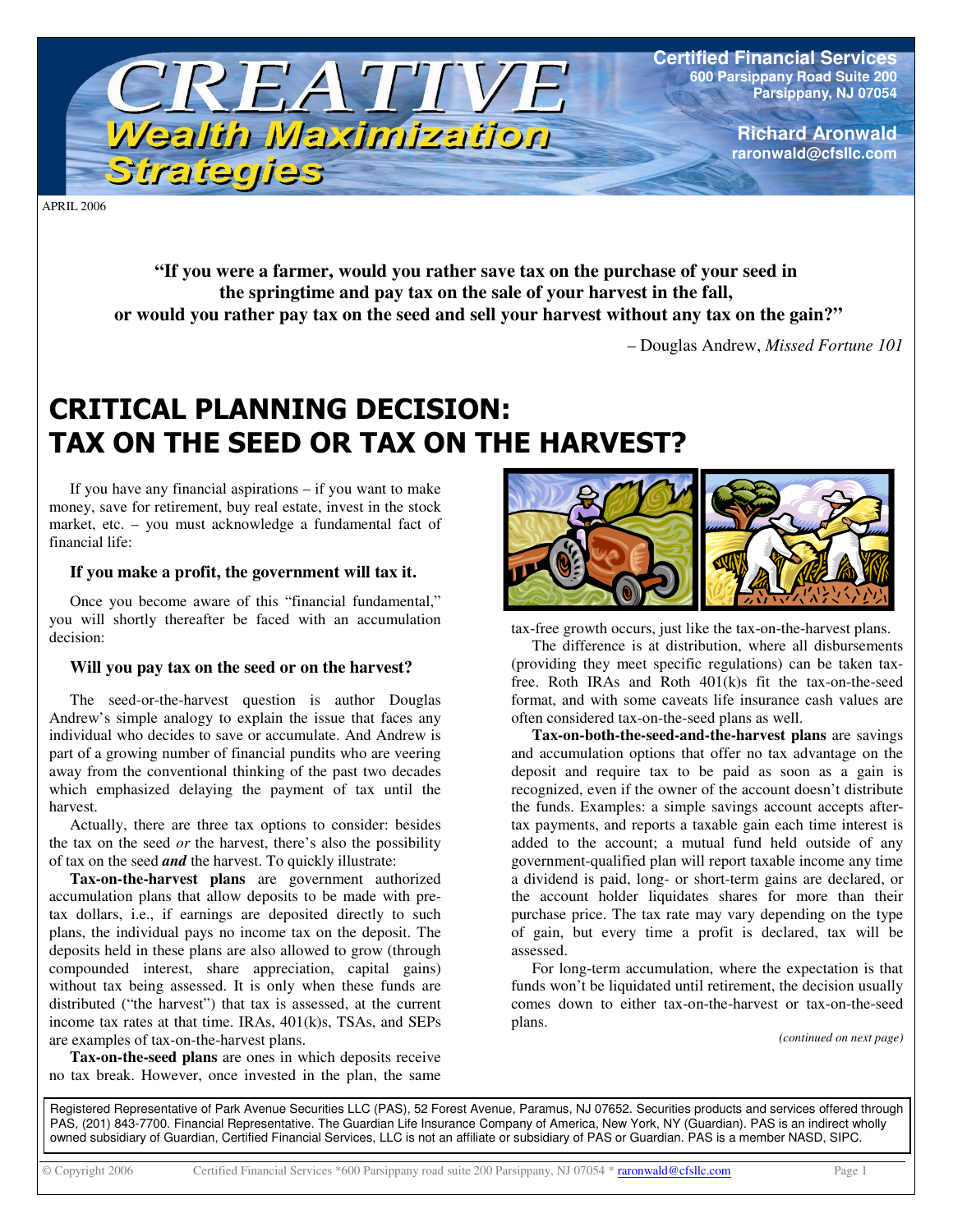# CREATIVE Wealth Maximization Strategies

**Certified Financial Services**
**600 Parsippany Road Suite 200**
**Parsippany, NJ 07054**

**Richard Aronwald**
**raronwald@cfsllc.com**

APRIL 2006

**"If you were a farmer, would you rather save tax on the purchase of your seed in the springtime and pay tax on the sale of your harvest in the fall, or would you rather pay tax on the seed and sell your harvest without any tax on the gain?"**

– Douglas Andrew, *Missed Fortune 101*

## CRITICAL PLANNING DECISION: TAX ON THE SEED OR TAX ON THE HARVEST?

If you have any financial aspirations – if you want to make money, save for retirement, buy real estate, invest in the stock market, etc. – you must acknowledge a fundamental fact of financial life:

**If you make a profit, the government will tax it.**

Once you become aware of this "financial fundamental," you will shortly thereafter be faced with an accumulation decision:

**Will you pay tax on the seed or on the harvest?**

The seed-or-the-harvest question is author Douglas Andrew's simple analogy to explain the issue that faces any individual who decides to save or accumulate. And Andrew is part of a growing number of financial pundits who are veering away from the conventional thinking of the past two decades which emphasized delaying the payment of tax until the harvest.

Actually, there are three tax options to consider: besides the tax on the seed *or* the harvest, there's also the possibility of tax on the seed ***and*** the harvest. To quickly illustrate:

**Tax-on-the-harvest plans** are government authorized accumulation plans that allow deposits to be made with pre-tax dollars, i.e., if earnings are deposited directly to such plans, the individual pays no income tax on the deposit. The deposits held in these plans are also allowed to grow (through compounded interest, share appreciation, capital gains) without tax being assessed. It is only when these funds are distributed ("the harvest") that tax is assessed, at the current income tax rates at that time. IRAs, 401(k)s, TSAs, and SEPs are examples of tax-on-the-harvest plans.

**Tax-on-the-seed plans** are ones in which deposits receive no tax break. However, once invested in the plan, the same tax-free growth occurs, just like the tax-on-the-harvest plans.

The difference is at distribution, where all disbursements (providing they meet specific regulations) can be taken tax-free. Roth IRAs and Roth 401(k)s fit the tax-on-the-seed format, and with some caveats life insurance cash values are often considered tax-on-the-seed plans as well.

**Tax-on-both-the-seed-and-the-harvest plans** are savings and accumulation options that offer no tax advantage on the deposit and require tax to be paid as soon as a gain is recognized, even if the owner of the account doesn't distribute the funds. Examples: a simple savings account accepts after-tax payments, and reports a taxable gain each time interest is added to the account; a mutual fund held outside of any government-qualified plan will report taxable income any time a dividend is paid, long- or short-term gains are declared, or the account holder liquidates shares for more than their purchase price. The tax rate may vary depending on the type of gain, but every time a profit is declared, tax will be assessed.

For long-term accumulation, where the expectation is that funds won't be liquidated until retirement, the decision usually comes down to either tax-on-the-harvest or tax-on-the-seed plans.

*(continued on next page)*

Registered Representative of Park Avenue Securities LLC (PAS), 52 Forest Avenue, Paramus, NJ 07652. Securities products and services offered through PAS, (201) 843-7700. Financial Representative. The Guardian Life Insurance Company of America, New York, NY (Guardian). PAS is an indirect wholly owned subsidiary of Guardian, Certified Financial Services, LLC is not an affiliate or subsidiary of PAS or Guardian. PAS is a member NASD, SIPC.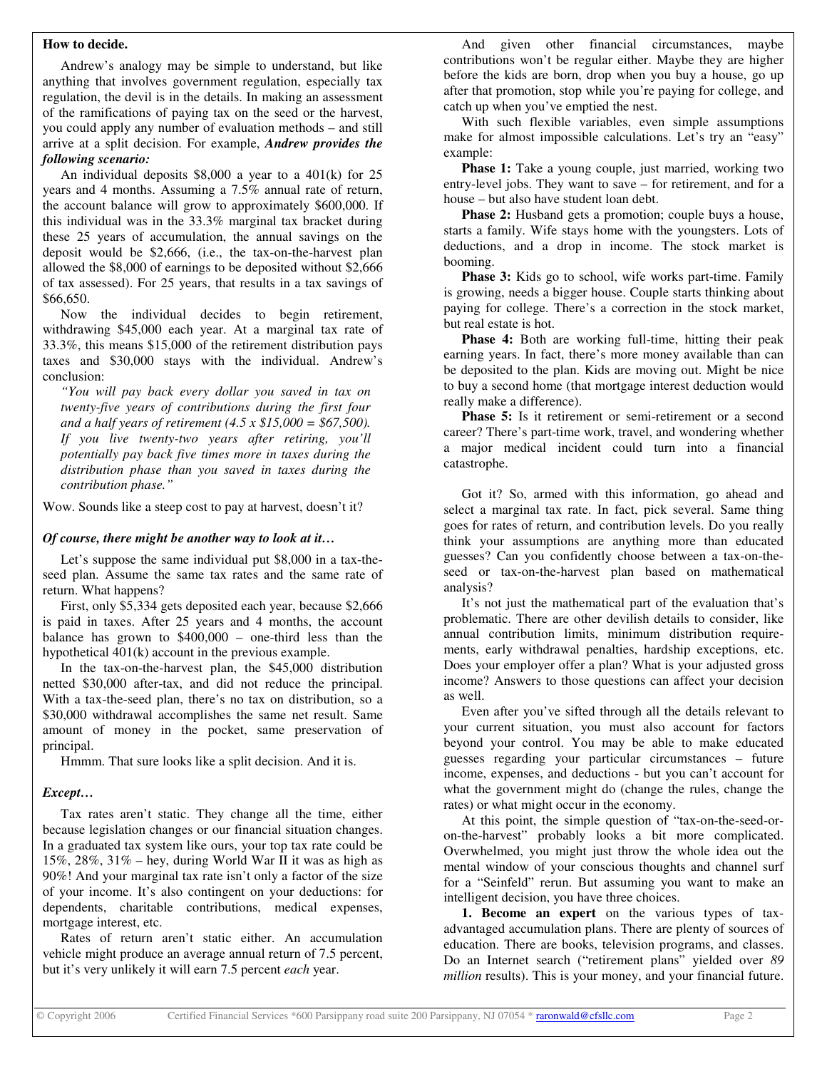**How to decide.**

Andrew's analogy may be simple to understand, but like anything that involves government regulation, especially tax regulation, the devil is in the details. In making an assessment of the ramifications of paying tax on the seed or the harvest, you could apply any number of evaluation methods – and still arrive at a split decision. For example, ***Andrew provides the following scenario:***

An individual deposits $8,000 a year to a 401(k) for 25 years and 4 months. Assuming a 7.5% annual rate of return, the account balance will grow to approximately $600,000. If this individual was in the 33.3% marginal tax bracket during these 25 years of accumulation, the annual savings on the deposit would be $2,666, (i.e., the tax-on-the-harvest plan allowed the $8,000 of earnings to be deposited without $2,666 of tax assessed). For 25 years, that results in a tax savings of $66,650.

Now the individual decides to begin retirement, withdrawing $45,000 each year. At a marginal tax rate of 33.3%, this means $15,000 of the retirement distribution pays taxes and $30,000 stays with the individual. Andrew's conclusion:

*"You will pay back every dollar you saved in tax on twenty-five years of contributions during the first four and a half years of retirement (4.5 x $15,000 = $67,500). If you live twenty-two years after retiring, you'll potentially pay back five times more in taxes during the distribution phase than you saved in taxes during the contribution phase."*

Wow. Sounds like a steep cost to pay at harvest, doesn't it?

***Of course, there might be another way to look at it…***

Let's suppose the same individual put $8,000 in a tax-the-seed plan. Assume the same tax rates and the same rate of return. What happens?

First, only $5,334 gets deposited each year, because $2,666 is paid in taxes. After 25 years and 4 months, the account balance has grown to $400,000 – one-third less than the hypothetical 401(k) account in the previous example.

In the tax-on-the-harvest plan, the $45,000 distribution netted $30,000 after-tax, and did not reduce the principal. With a tax-the-seed plan, there's no tax on distribution, so a $30,000 withdrawal accomplishes the same net result. Same amount of money in the pocket, same preservation of principal.

Hmmm. That sure looks like a split decision. And it is.

***Except…***

Tax rates aren't static. They change all the time, either because legislation changes or our financial situation changes. In a graduated tax system like ours, your top tax rate could be 15%, 28%, 31% – hey, during World War II it was as high as 90%! And your marginal tax rate isn't only a factor of the size of your income. It's also contingent on your deductions: for dependents, charitable contributions, medical expenses, mortgage interest, etc.

Rates of return aren't static either. An accumulation vehicle might produce an average annual return of 7.5 percent, but it's very unlikely it will earn 7.5 percent *each* year.

And given other financial circumstances, maybe contributions won't be regular either. Maybe they are higher before the kids are born, drop when you buy a house, go up after that promotion, stop while you're paying for college, and catch up when you've emptied the nest.

With such flexible variables, even simple assumptions make for almost impossible calculations. Let's try an "easy" example:

**Phase 1:** Take a young couple, just married, working two entry-level jobs. They want to save – for retirement, and for a house – but also have student loan debt.

**Phase 2:** Husband gets a promotion; couple buys a house, starts a family. Wife stays home with the youngsters. Lots of deductions, and a drop in income. The stock market is booming.

**Phase 3:** Kids go to school, wife works part-time. Family is growing, needs a bigger house. Couple starts thinking about paying for college. There's a correction in the stock market, but real estate is hot.

**Phase 4:** Both are working full-time, hitting their peak earning years. In fact, there's more money available than can be deposited to the plan. Kids are moving out. Might be nice to buy a second home (that mortgage interest deduction would really make a difference).

**Phase 5:** Is it retirement or semi-retirement or a second career? There's part-time work, travel, and wondering whether a major medical incident could turn into a financial catastrophe.

Got it? So, armed with this information, go ahead and select a marginal tax rate. In fact, pick several. Same thing goes for rates of return, and contribution levels. Do you really think your assumptions are anything more than educated guesses? Can you confidently choose between a tax-on-the-seed or tax-on-the-harvest plan based on mathematical analysis?

It's not just the mathematical part of the evaluation that's problematic. There are other devilish details to consider, like annual contribution limits, minimum distribution requirements, early withdrawal penalties, hardship exceptions, etc. Does your employer offer a plan? What is your adjusted gross income? Answers to those questions can affect your decision as well.

Even after you've sifted through all the details relevant to your current situation, you must also account for factors beyond your control. You may be able to make educated guesses regarding your particular circumstances – future income, expenses, and deductions - but you can't account for what the government might do (change the rules, change the rates) or what might occur in the economy.

At this point, the simple question of "tax-on-the-seed-or-on-the-harvest" probably looks a bit more complicated. Overwhelmed, you might just throw the whole idea out the mental window of your conscious thoughts and channel surf for a "Seinfeld" rerun. But assuming you want to make an intelligent decision, you have three choices.

**1. Become an expert** on the various types of tax-advantaged accumulation plans. There are plenty of sources of education. There are books, television programs, and classes. Do an Internet search ("retirement plans" yielded over *89 million* results). This is your money, and your financial future.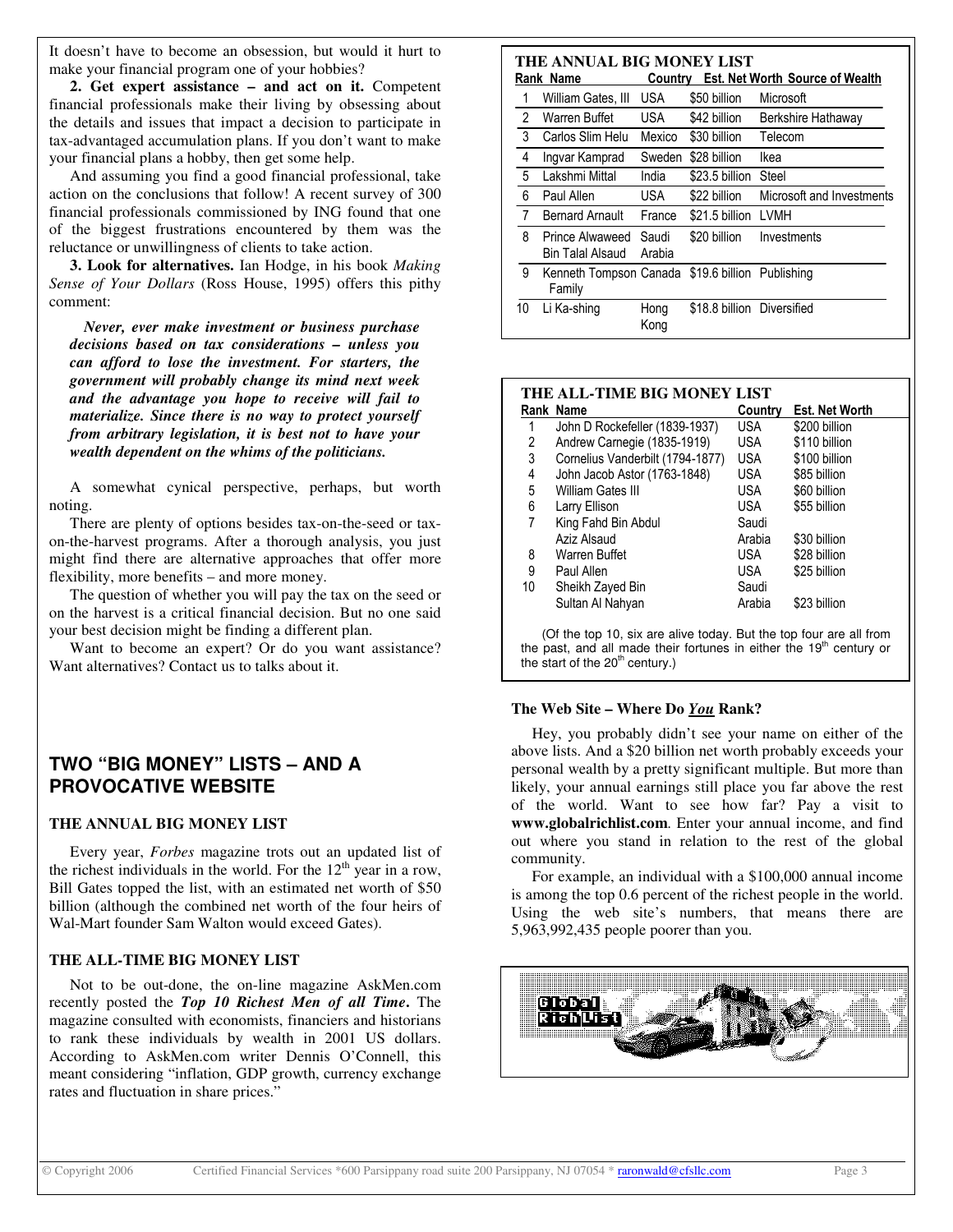It doesn't have to become an obsession, but would it hurt to make your financial program one of your hobbies?

**2. Get expert assistance – and act on it.** Competent financial professionals make their living by obsessing about the details and issues that impact a decision to participate in tax-advantaged accumulation plans. If you don't want to make your financial plans a hobby, then get some help.

And assuming you find a good financial professional, take action on the conclusions that follow! A recent survey of 300 financial professionals commissioned by ING found that one of the biggest frustrations encountered by them was the reluctance or unwillingness of clients to take action.

**3. Look for alternatives.** Ian Hodge, in his book *Making Sense of Your Dollars* (Ross House, 1995) offers this pithy comment:

> ***Never, ever make investment or business purchase decisions based on tax considerations – unless you can afford to lose the investment. For starters, the government will probably change its mind next week and the advantage you hope to receive will fail to materialize. Since there is no way to protect yourself from arbitrary legislation, it is best not to have your wealth dependent on the whims of the politicians.***

A somewhat cynical perspective, perhaps, but worth noting.

There are plenty of options besides tax-on-the-seed or tax-on-the-harvest programs. After a thorough analysis, you just might find there are alternative approaches that offer more flexibility, more benefits – and more money.

The question of whether you will pay the tax on the seed or on the harvest is a critical financial decision. But no one said your best decision might be finding a different plan.

Want to become an expert? Or do you want assistance? Want alternatives? Contact us to talks about it.

## TWO "BIG MONEY" LISTS – AND A PROVOCATIVE WEBSITE

### THE ANNUAL BIG MONEY LIST

Every year, *Forbes* magazine trots out an updated list of the richest individuals in the world. For the 12th year in a row, Bill Gates topped the list, with an estimated net worth of $50 billion (although the combined net worth of the four heirs of Wal-Mart founder Sam Walton would exceed Gates).

### THE ALL-TIME BIG MONEY LIST

Not to be out-done, the on-line magazine AskMen.com recently posted the ***Top 10 Richest Men of all Time***. The magazine consulted with economists, financiers and historians to rank these individuals by wealth in 2001 US dollars. According to AskMen.com writer Dennis O'Connell, this meant considering "inflation, GDP growth, currency exchange rates and fluctuation in share prices."

**THE ANNUAL BIG MONEY LIST**

| Rank | Name | Country | Est. Net Worth | Source of Wealth |
|---|---|---|---|---|
| 1 | William Gates, III | USA | $50 billion | Microsoft |
| 2 | Warren Buffet | USA | $42 billion | Berkshire Hathaway |
| 3 | Carlos Slim Helu | Mexico | $30 billion | Telecom |
| 4 | Ingvar Kamprad | Sweden | $28 billion | Ikea |
| 5 | Lakshmi Mittal | India | $23.5 billion | Steel |
| 6 | Paul Allen | USA | $22 billion | Microsoft and Investments |
| 7 | Bernard Arnault | France | $21.5 billion | LVMH |
| 8 | Prince Alwaweed Bin Talal Alsaud | Saudi Arabia | $20 billion | Investments |
| 9 | Kenneth Tompson Family | Canada | $19.6 billion | Publishing |
| 10 | Li Ka-shing | Hong Kong | $18.8 billion | Diversified |

**THE ALL-TIME BIG MONEY LIST**

| Rank | Name | Country | Est. Net Worth |
|---|---|---|---|
| 1 | John D Rockefeller (1839-1937) | USA | $200 billion |
| 2 | Andrew Carnegie (1835-1919) | USA | $110 billion |
| 3 | Cornelius Vanderbilt (1794-1877) | USA | $100 billion |
| 4 | John Jacob Astor (1763-1848) | USA | $85 billion |
| 5 | William Gates III | USA | $60 billion |
| 6 | Larry Ellison | USA | $55 billion |
| 7 | King Fahd Bin Abdul Aziz Alsaud | Saudi Arabia | $30 billion |
| 8 | Warren Buffet | USA | $28 billion |
| 9 | Paul Allen | USA | $25 billion |
| 10 | Sheikh Zayed Bin Sultan Al Nahyan | Saudi Arabia | $23 billion |

(Of the top 10, six are alive today. But the top four are all from the past, and all made their fortunes in either the 19th century or the start of the 20th century.)

**The Web Site – Where Do *You* Rank?**

Hey, you probably didn't see your name on either of the above lists. And a $20 billion net worth probably exceeds your personal wealth by a pretty significant multiple. But more than likely, your annual earnings still place you far above the rest of the world. Want to see how far? Pay a visit to **www.globalrichlist.com**. Enter your annual income, and find out where you stand in relation to the rest of the global community.

For example, an individual with a $100,000 annual income is among the top 0.6 percent of the richest people in the world. Using the web site's numbers, that means there are 5,963,992,435 people poorer than you.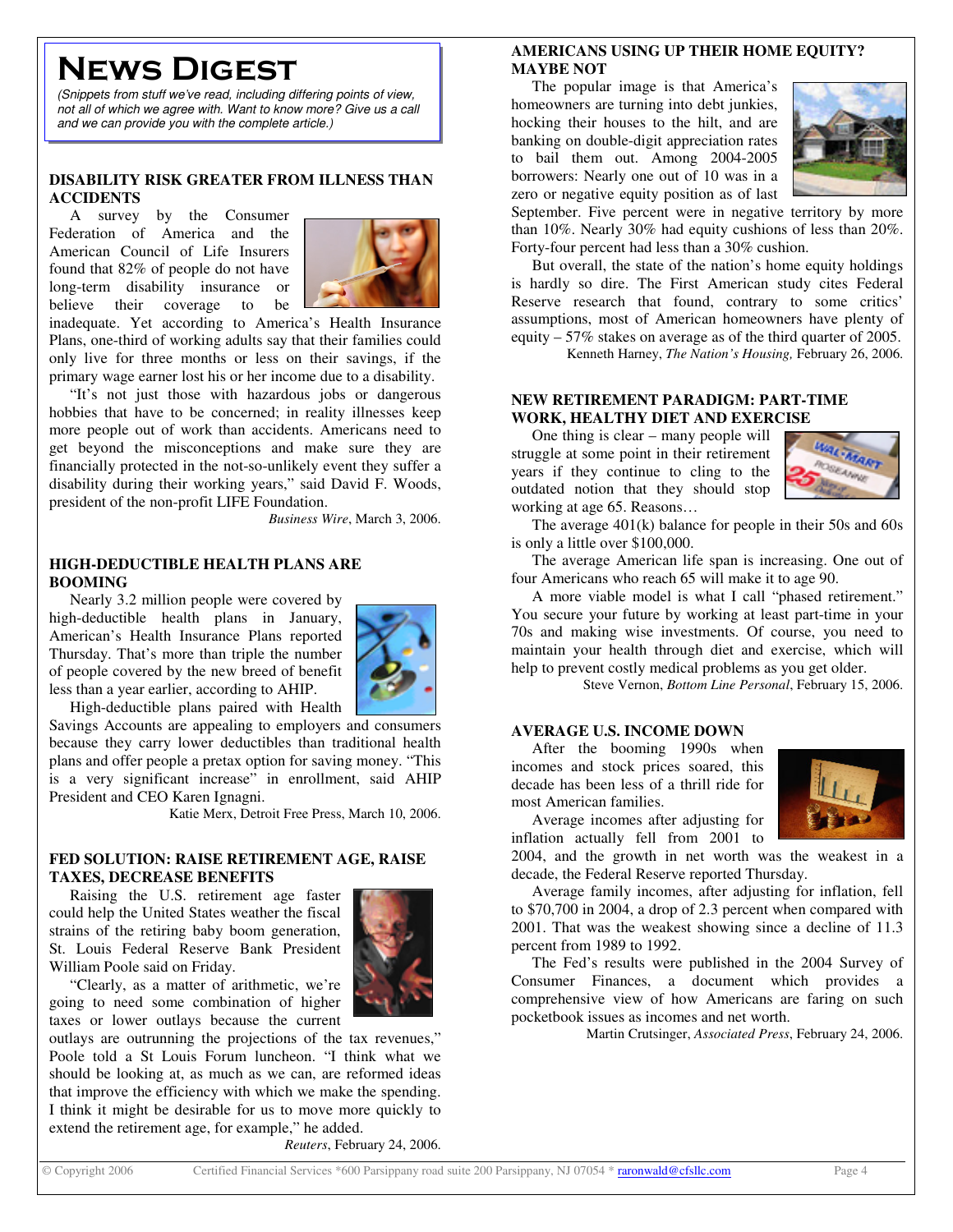# NEWS DIGEST

*(Snippets from stuff we've read, including differing points of view, not all of which we agree with. Want to know more? Give us a call and we can provide you with the complete article.)*

## DISABILITY RISK GREATER FROM ILLNESS THAN ACCIDENTS

A survey by the Consumer Federation of America and the American Council of Life Insurers found that 82% of people do not have long-term disability insurance or believe their coverage to be inadequate. Yet according to America's Health Insurance Plans, one-third of working adults say that their families could only live for three months or less on their savings, if the primary wage earner lost his or her income due to a disability.

"It's not just those with hazardous jobs or dangerous hobbies that have to be concerned; in reality illnesses keep more people out of work than accidents. Americans need to get beyond the misconceptions and make sure they are financially protected in the not-so-unlikely event they suffer a disability during their working years," said David F. Woods, president of the non-profit LIFE Foundation.

*Business Wire*, March 3, 2006.

## HIGH-DEDUCTIBLE HEALTH PLANS ARE BOOMING

Nearly 3.2 million people were covered by high-deductible health plans in January, American's Health Insurance Plans reported Thursday. That's more than triple the number of people covered by the new breed of benefit less than a year earlier, according to AHIP.

High-deductible plans paired with Health Savings Accounts are appealing to employers and consumers because they carry lower deductibles than traditional health plans and offer people a pretax option for saving money. "This is a very significant increase" in enrollment, said AHIP President and CEO Karen Ignagni.

Katie Merx, Detroit Free Press, March 10, 2006.

## FED SOLUTION: RAISE RETIREMENT AGE, RAISE TAXES, DECREASE BENEFITS

Raising the U.S. retirement age faster could help the United States weather the fiscal strains of the retiring baby boom generation, St. Louis Federal Reserve Bank President William Poole said on Friday.

"Clearly, as a matter of arithmetic, we're going to need some combination of higher taxes or lower outlays because the current outlays are outrunning the projections of the tax revenues," Poole told a St Louis Forum luncheon. "I think what we should be looking at, as much as we can, are reformed ideas that improve the efficiency with which we make the spending. I think it might be desirable for us to move more quickly to extend the retirement age, for example," he added.

*Reuters*, February 24, 2006.

## AMERICANS USING UP THEIR HOME EQUITY? MAYBE NOT

The popular image is that America's homeowners are turning into debt junkies, hocking their houses to the hilt, and are banking on double-digit appreciation rates to bail them out. Among 2004-2005 borrowers: Nearly one out of 10 was in a zero or negative equity position as of last September. Five percent were in negative territory by more than 10%. Nearly 30% had equity cushions of less than 20%. Forty-four percent had less than a 30% cushion.

But overall, the state of the nation's home equity holdings is hardly so dire. The First American study cites Federal Reserve research that found, contrary to some critics' assumptions, most of American homeowners have plenty of equity – 57% stakes on average as of the third quarter of 2005.

Kenneth Harney, *The Nation's Housing,* February 26, 2006.

## NEW RETIREMENT PARADIGM: PART-TIME WORK, HEALTHY DIET AND EXERCISE

One thing is clear – many people will struggle at some point in their retirement years if they continue to cling to the outdated notion that they should stop working at age 65. Reasons…

The average 401(k) balance for people in their 50s and 60s is only a little over $100,000.

The average American life span is increasing. One out of four Americans who reach 65 will make it to age 90.

A more viable model is what I call "phased retirement." You secure your future by working at least part-time in your 70s and making wise investments. Of course, you need to maintain your health through diet and exercise, which will help to prevent costly medical problems as you get older.

Steve Vernon, *Bottom Line Personal*, February 15, 2006.

## AVERAGE U.S. INCOME DOWN

After the booming 1990s when incomes and stock prices soared, this decade has been less of a thrill ride for most American families.

Average incomes after adjusting for inflation actually fell from 2001 to 2004, and the growth in net worth was the weakest in a decade, the Federal Reserve reported Thursday.

Average family incomes, after adjusting for inflation, fell to $70,700 in 2004, a drop of 2.3 percent when compared with 2001. That was the weakest showing since a decline of 11.3 percent from 1989 to 1992.

The Fed's results were published in the 2004 Survey of Consumer Finances, a document which provides a comprehensive view of how Americans are faring on such pocketbook issues as incomes and net worth.

Martin Crutsinger, *Associated Press*, February 24, 2006.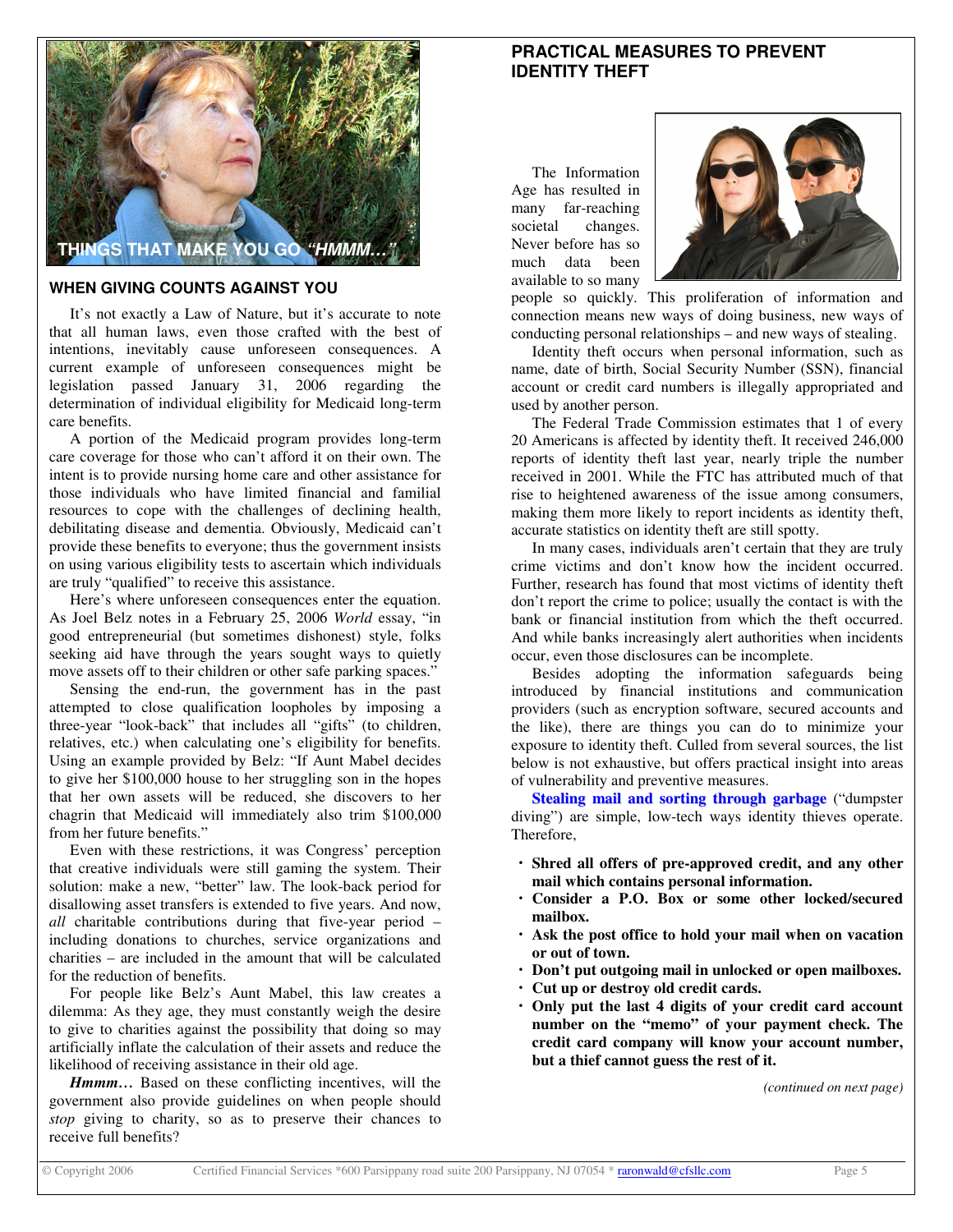THINGS THAT MAKE YOU GO *"HMMM…"*

## WHEN GIVING COUNTS AGAINST YOU

It's not exactly a Law of Nature, but it's accurate to note that all human laws, even those crafted with the best of intentions, inevitably cause unforeseen consequences. A current example of unforeseen consequences might be legislation passed January 31, 2006 regarding the determination of individual eligibility for Medicaid long-term care benefits.

A portion of the Medicaid program provides long-term care coverage for those who can't afford it on their own. The intent is to provide nursing home care and other assistance for those individuals who have limited financial and familial resources to cope with the challenges of declining health, debilitating disease and dementia. Obviously, Medicaid can't provide these benefits to everyone; thus the government insists on using various eligibility tests to ascertain which individuals are truly "qualified" to receive this assistance.

Here's where unforeseen consequences enter the equation. As Joel Belz notes in a February 25, 2006 *World* essay, "in good entrepreneurial (but sometimes dishonest) style, folks seeking aid have through the years sought ways to quietly move assets off to their children or other safe parking spaces."

Sensing the end-run, the government has in the past attempted to close qualification loopholes by imposing a three-year "look-back" that includes all "gifts" (to children, relatives, etc.) when calculating one's eligibility for benefits. Using an example provided by Belz: "If Aunt Mabel decides to give her $100,000 house to her struggling son in the hopes that her own assets will be reduced, she discovers to her chagrin that Medicaid will immediately also trim $100,000 from her future benefits."

Even with these restrictions, it was Congress' perception that creative individuals were still gaming the system. Their solution: make a new, "better" law. The look-back period for disallowing asset transfers is extended to five years. And now, *all* charitable contributions during that five-year period – including donations to churches, service organizations and charities – are included in the amount that will be calculated for the reduction of benefits.

For people like Belz's Aunt Mabel, this law creates a dilemma: As they age, they must constantly weigh the desire to give to charities against the possibility that doing so may artificially inflate the calculation of their assets and reduce the likelihood of receiving assistance in their old age.

***Hmmm…*** Based on these conflicting incentives, will the government also provide guidelines on when people should *stop* giving to charity, so as to preserve their chances to receive full benefits?

## PRACTICAL MEASURES TO PREVENT IDENTITY THEFT

The Information Age has resulted in many far-reaching societal changes. Never before has so much data been available to so many people so quickly. This proliferation of information and connection means new ways of doing business, new ways of conducting personal relationships – and new ways of stealing.

Identity theft occurs when personal information, such as name, date of birth, Social Security Number (SSN), financial account or credit card numbers is illegally appropriated and used by another person.

The Federal Trade Commission estimates that 1 of every 20 Americans is affected by identity theft. It received 246,000 reports of identity theft last year, nearly triple the number received in 2001. While the FTC has attributed much of that rise to heightened awareness of the issue among consumers, making them more likely to report incidents as identity theft, accurate statistics on identity theft are still spotty.

In many cases, individuals aren't certain that they are truly crime victims and don't know how the incident occurred. Further, research has found that most victims of identity theft don't report the crime to police; usually the contact is with the bank or financial institution from which the theft occurred. And while banks increasingly alert authorities when incidents occur, even those disclosures can be incomplete.

Besides adopting the information safeguards being introduced by financial institutions and communication providers (such as encryption software, secured accounts and the like), there are things you can do to minimize your exposure to identity theft. Culled from several sources, the list below is not exhaustive, but offers practical insight into areas of vulnerability and preventive measures.

**Stealing mail and sorting through garbage** ("dumpster diving") are simple, low-tech ways identity thieves operate. Therefore,

- **Shred all offers of pre-approved credit, and any other mail which contains personal information.**
- **Consider a P.O. Box or some other locked/secured mailbox.**
- **Ask the post office to hold your mail when on vacation or out of town.**
- **Don't put outgoing mail in unlocked or open mailboxes.**
- **Cut up or destroy old credit cards.**
- **Only put the last 4 digits of your credit card account number on the "memo" of your payment check. The credit card company will know your account number, but a thief cannot guess the rest of it.**

*(continued on next page)*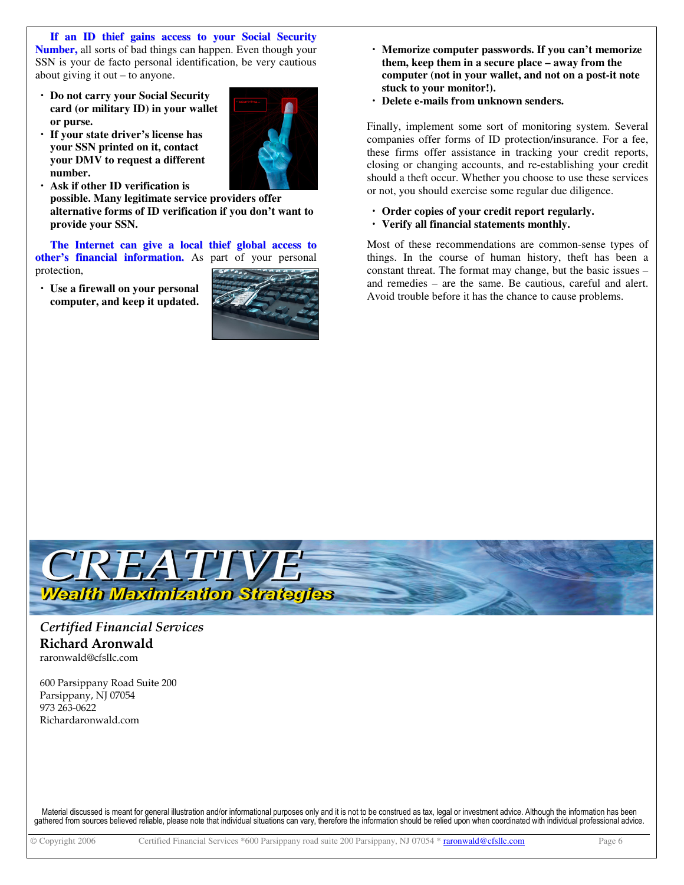**If an ID thief gains access to your Social Security Number,** all sorts of bad things can happen. Even though your SSN is your de facto personal identification, be very cautious about giving it out – to anyone.

- **Do not carry your Social Security card (or military ID) in your wallet or purse.**
- **If your state driver's license has your SSN printed on it, contact your DMV to request a different number.**
- **Ask if other ID verification is possible. Many legitimate service providers offer alternative forms of ID verification if you don't want to provide your SSN.**

**The Internet can give a local thief global access to other's financial information.** As part of your personal protection,

- **Use a firewall on your personal computer, and keep it updated.**
- **Memorize computer passwords. If you can't memorize them, keep them in a secure place – away from the computer (not in your wallet, and not on a post-it note stuck to your monitor!).**
- **Delete e-mails from unknown senders.**

Finally, implement some sort of monitoring system. Several companies offer forms of ID protection/insurance. For a fee, these firms offer assistance in tracking your credit reports, closing or changing accounts, and re-establishing your credit should a theft occur. Whether you choose to use these services or not, you should exercise some regular due diligence.

- **Order copies of your credit report regularly.**
- **Verify all financial statements monthly.**

Most of these recommendations are common-sense types of things. In the course of human history, theft has been a constant threat. The format may change, but the basic issues – and remedies – are the same. Be cautious, careful and alert. Avoid trouble before it has the chance to cause problems.

# CREATIVE
## Wealth Maximization Strategies

*Certified Financial Services*
**Richard Aronwald**
raronwald@cfsllc.com

600 Parsippany Road Suite 200
Parsippany, NJ 07054
973 263-0622
Richardaronwald.com

Material discussed is meant for general illustration and/or informational purposes only and it is not to be construed as tax, legal or investment advice. Although the information has been gathered from sources believed reliable, please note that individual situations can vary, therefore the information should be relied upon when coordinated with individual professional advice.